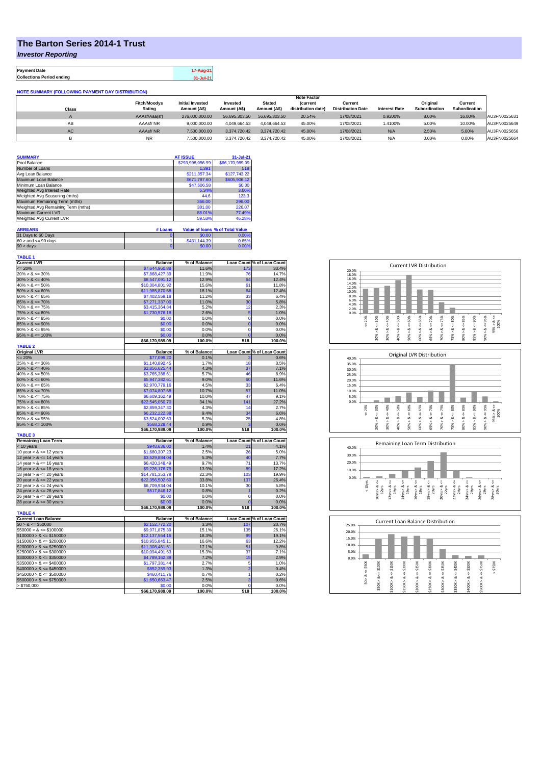# The Barton Series 2014-1 Trust

## *Investor Reporting*

| Payment Date | 17-Aug-21 |
|---|---|
| Collections Period ending | 31-Jul-21 |

**NOTE SUMMARY (FOLLOWING PAYMENT DAY DISTRIBUTION)**

| Class | Fitch/Moodys Rating | Initial Invested Amount (A$) | Invested Amount (A$) | Stated Amount (A$) | Note Factor (current distribution date) | Current Distribution Date | Interest Rate | Original Subordination | Current Subordination | |
|---|---|---|---|---|---|---|---|---|---|---|
| A | AAAsf/Aaa(sf) | 276,000,000.00 | 56,695,303.50 | 56,695,303.50 | 20.54% | 17/08/2021 | 0.9200% | 8.00% | 16.00% | AU3FN0025631 |
| AB | AAAsf/ NR | 9,000,000.00 | 4,049,664.53 | 4,049,664.53 | 45.00% | 17/08/2021 | 1.4100% | 5.00% | 10.00% | AU3FN0025649 |
| AC | AAAsf/ NR | 7,500,000.00 | 3,374,720.42 | 3,374,720.42 | 45.00% | 17/08/2021 | N/A | 2.50% | 5.00% | AU3FN0025656 |
| B | NR | 7,500,000.00 | 3,374,720.42 | 3,374,720.42 | 45.00% | 17/08/2021 | N/A | 0.00% | 0.00% | AU3FN0025664 |

| SUMMARY | AT ISSUE | 31-Jul-21 |
|---|---|---|
| Pool Balance | $293,998,056.99 | $66,170,989.09 |
| Number of Loans | 1,391 | 518 |
| Avg Loan Balance | $211,357.34 | $127,743.22 |
| Maximum Loan Balance | $671,787.60 | $605,906.12 |
| Minimum Loan Balance | $47,506.58 | $0.00 |
| Weighted Avg Interest Rate | 5.34% | 3.60% |
| Weighted Avg Seasoning (mths) | 44.6 | 123.3 |
| Maximum Remaining Term (mths) | 356.00 | 296.00 |
| Weighted Avg Remaining Term (mths) | 301.00 | 226.07 |
| Maximum Current LVR | 88.01% | 77.49% |
| Weighted Avg Current LVR | 59.53% | 46.28% |

| ARREARS | # Loans | Value of loans | % of Total Value |
|---|---|---|---|
| 31 Days to 60 Days | 0 | $0.00 | 0.00% |
| 60 > and <= 90 days | 1 | $431,144.39 | 0.65% |
| 90 > days | 0 | $0.00 | 0.00% |

**TABLE 1**

| Current LVR | Balance | % of Balance | Loan Count | % of Loan Count |
|---|---|---|---|---|
| <= 20% | $7,644,960.88 | 11.6% | 173 | 33.4% |
| 20% > & <= 30% | $7,868,427.39 | 11.9% | 76 | 14.7% |
| 30% > & <= 40% | $8,547,091.12 | 12.9% | 64 | 12.4% |
| 40% > & <= 50% | $10,304,801.92 | 15.6% | 61 | 11.8% |
| 50% > & <= 60% | $11,985,870.58 | 18.1% | 64 | 12.4% |
| 60% > & <= 65% | $7,402,559.18 | 11.2% | 33 | 6.4% |
| 65% > & <= 70% | $7,271,337.00 | 11.0% | 30 | 5.8% |
| 70% > & <= 75% | $3,415,364.84 | 5.2% | 12 | 2.3% |
| 75% > & <= 80% | $1,730,576.18 | 2.6% | 5 | 1.0% |
| 80% > & <= 85% | $0.00 | 0.0% | 0 | 0.0% |
| 85% > & <= 90% | $0.00 | 0.0% | 0 | 0.0% |
| 90% > & <= 95% | $0.00 | 0.0% | 0 | 0.0% |
| 95% > & <= 100% | $0.00 | 0.0% | 0 | 0.0% |
| | $66,170,989.09 | 100.0% | 518 | 100.0% |

**TABLE 2**

| Original LVR | Balance | % of Balance | Loan Count | % of Loan Count |
|---|---|---|---|---|
| <= 20% | $77,099.20 | 0.1% | 3 | 0.6% |
| 25% > & <= 30% | $1,140,892.45 | 1.7% | 18 | 3.5% |
| 30% > & <= 40% | $2,856,625.44 | 4.3% | 37 | 7.1% |
| 40% > & <= 50% | $3,765,388.61 | 5.7% | 46 | 8.9% |
| 50% > & <= 60% | $5,947,382.61 | 9.0% | 60 | 11.6% |
| 60% > & <= 65% | $2,970,779.16 | 4.5% | 33 | 6.4% |
| 65% > & <= 70% | $7,074,807.68 | 10.7% | 57 | 11.0% |
| 70% > & <= 75% | $6,609,162.49 | 10.0% | 47 | 9.1% |
| 75% > & <= 80% | $22,545,050.70 | 34.1% | 141 | 27.2% |
| 80% > & <= 85% | $2,859,347.30 | 4.3% | 14 | 2.7% |
| 85% > & <= 90% | $6,232,222.38 | 9.4% | 34 | 6.6% |
| 90% > & <= 95% | $3,524,002.63 | 5.3% | 25 | 4.8% |
| 95% > & <= 100% | $568,228.44 | 0.9% | 3 | 0.6% |
| | $66,170,989.09 | 100.0% | 518 | 100.0% |

**TABLE 3**

| Remaining Loan Term | Balance | % of Balance | Loan Count | % of Loan Count |
|---|---|---|---|---|
| < 10 years | $948,636.00 | 1.4% | 21 | 4.1% |
| 10 year > & <= 12 years | $1,680,307.23 | 2.5% | 26 | 5.0% |
| 12 year > & <= 14 years | $3,529,884.04 | 5.3% | 40 | 7.7% |
| 14 year > & <= 16 years | $6,420,348.49 | 9.7% | 71 | 13.7% |
| 16 year > & <= 18 years | $9,226,176.79 | 13.9% | 89 | 17.2% |
| 18 year > & <= 20 years | $14,781,353.78 | 22.3% | 103 | 19.9% |
| 20 year > & <= 22 years | $22,356,502.60 | 33.8% | 137 | 26.4% |
| 22 year > & <= 24 years | $6,709,934.04 | 10.1% | 30 | 5.8% |
| 24 year > & <= 26 years | $517,846.12 | 0.8% | 1 | 0.2% |
| 26 year > & <= 28 years | $0.00 | 0.0% | 0 | 0.0% |
| 28 year > & <= 30 years | $0.00 | 0.0% | 0 | 0.0% |
| | $66,170,989.09 | 100.0% | 518 | 100.0% |

**TABLE 4**

| Current Loan Balance | Balance | % of Balance | Loan Count | % of Loan Count |
|---|---|---|---|---|
| $0 > & <= $50000 | $2,152,772.20 | 3.3% | 107 | 20.7% |
| $50000 > & <= $100000 | $9,971,875.39 | 15.1% | 135 | 26.1% |
| $100000 > & <= $150000 | $12,137,564.16 | 18.3% | 99 | 19.1% |
| $150000 > & <= $200000 | $10,955,845.11 | 16.6% | 63 | 12.2% |
| $200000 > & <= $250000 | $11,308,461.61 | 17.1% | 51 | 9.8% |
| $250000 > & <= $300000 | $10,094,491.63 | 15.3% | 37 | 7.1% |
| $300000 > & <= $350000 | $4,789,162.39 | 7.2% | 15 | 2.9% |
| $350000 > & <= $400000 | $1,797,381.44 | 2.7% | 5 | 1.0% |
| $400000 > & <= $450000 | $852,359.93 | 1.3% | 2 | 0.4% |
| $450000 > & <= $500000 | $460,411.76 | 0.7% | 1 | 0.2% |
| $500000 > & <= $750000 | $1,650,663.47 | 2.5% | 3 | 0.6% |
| > $750,000 | $0.00 | 0.0% | 0 | 0.0% |
| | $66,170,989.09 | 100.0% | 518 | 100.0% |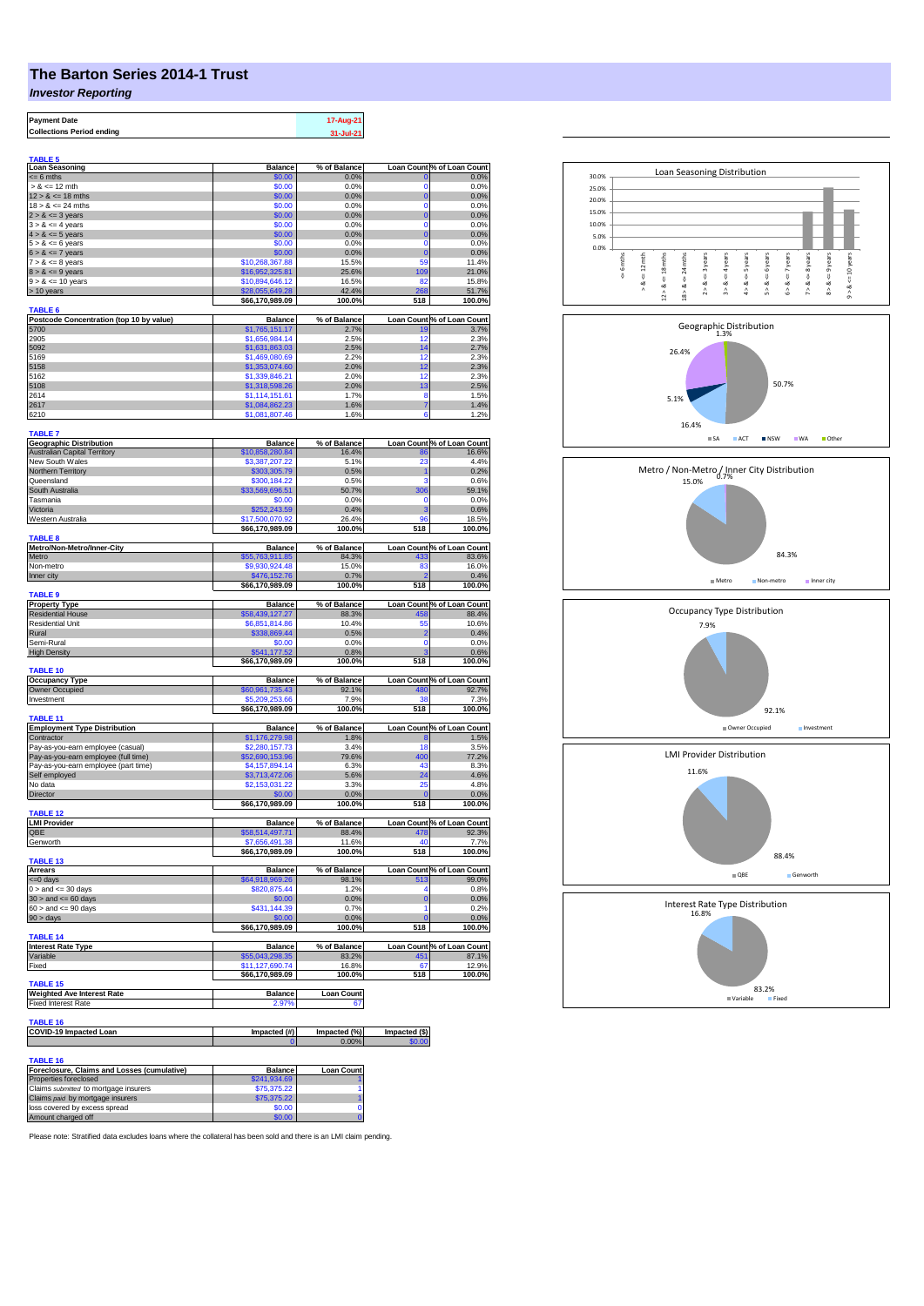# The Barton Series 2014-1 Trust

*Investor Reporting*

| | |
|---|---|
| **Payment Date** | 17-Aug-21 |
| **Collections Period ending** | 31-Jul-21 |

**TABLE 5**

| Loan Seasoning | Balance | % of Balance | Loan Count | % of Loan Count |
|---|---|---|---|---|
| <= 6 mths | $0.00 | 0.0% | 0 | 0.0% |
| > & <= 12 mth | $0.00 | 0.0% | 0 | 0.0% |
| 12 > & <= 18 mths | $0.00 | 0.0% | 0 | 0.0% |
| 18 > & <= 24 mths | $0.00 | 0.0% | 0 | 0.0% |
| 2 > & <= 3 years | $0.00 | 0.0% | 0 | 0.0% |
| 3 > & <= 4 years | $0.00 | 0.0% | 0 | 0.0% |
| 4 > & <= 5 years | $0.00 | 0.0% | 0 | 0.0% |
| 5 > & <= 6 years | $0.00 | 0.0% | 0 | 0.0% |
| 6 > & <= 7 years | $0.00 | 0.0% | 0 | 0.0% |
| 7 > & <= 8 years | $10,268,367.88 | 15.5% | 59 | 11.4% |
| 8 > & <= 9 years | $16,952,325.81 | 25.6% | 109 | 21.0% |
| 9 > & <= 10 years | $10,894,646.12 | 16.5% | 82 | 15.8% |
| > 10 years | $28,055,649.28 | 42.4% | 268 | 51.7% |
| | $66,170,989.09 | 100.0% | 518 | 100.0% |

**TABLE 6**

| Postcode Concentration (top 10 by value) | Balance | % of Balance | Loan Count | % of Loan Count |
|---|---|---|---|---|
| 5700 | $1,765,151.17 | 2.7% | 19 | 3.7% |
| 2905 | $1,656,984.14 | 2.5% | 12 | 2.3% |
| 5092 | $1,631,863.03 | 2.5% | 14 | 2.7% |
| 5169 | $1,469,080.69 | 2.2% | 12 | 2.3% |
| 5158 | $1,353,074.60 | 2.0% | 12 | 2.3% |
| 5162 | $1,339,846.21 | 2.0% | 12 | 2.3% |
| 5108 | $1,318,598.26 | 2.0% | 13 | 2.5% |
| 2614 | $1,114,151.61 | 1.7% | 8 | 1.5% |
| 2617 | $1,084,862.23 | 1.6% | 7 | 1.4% |
| 6210 | $1,081,807.46 | 1.6% | 6 | 1.2% |

**TABLE 7**

| Geographic Distribution | Balance | % of Balance | Loan Count | % of Loan Count |
|---|---|---|---|---|
| Australian Capital Territory | $10,858,280.84 | 16.4% | 86 | 16.6% |
| New South Wales | $3,387,207.22 | 5.1% | 23 | 4.4% |
| Northern Territory | $303,305.79 | 0.5% | 1 | 0.2% |
| Queensland | $300,184.22 | 0.5% | 3 | 0.6% |
| South Australia | $33,569,696.51 | 50.7% | 306 | 59.1% |
| Tasmania | $0.00 | 0.0% | 0 | 0.0% |
| Victoria | $252,243.59 | 0.4% | 3 | 0.6% |
| Western Australia | $17,500,070.92 | 26.4% | 96 | 18.5% |
| | $66,170,989.09 | 100.0% | 518 | 100.0% |

**TABLE 8**

| Metro/Non-Metro/Inner-City | Balance | % of Balance | Loan Count | % of Loan Count |
|---|---|---|---|---|
| Metro | $55,763,911.85 | 84.3% | 433 | 83.6% |
| Non-metro | $9,930,924.48 | 15.0% | 83 | 16.0% |
| Inner city | $476,152.76 | 0.7% | 2 | 0.4% |
| | $66,170,989.09 | 100.0% | 518 | 100.0% |

**TABLE 9**

| Property Type | Balance | % of Balance | Loan Count | % of Loan Count |
|---|---|---|---|---|
| Residential House | $58,439,127.27 | 88.3% | 458 | 88.4% |
| Residential Unit | $6,851,814.86 | 10.4% | 55 | 10.6% |
| Rural | $338,869.44 | 0.5% | 2 | 0.4% |
| Semi-Rural | $0.00 | 0.0% | 0 | 0.0% |
| High Density | $541,177.52 | 0.8% | 3 | 0.6% |
| | $66,170,989.09 | 100.0% | 518 | 100.0% |

**TABLE 10**

| Occupancy Type | Balance | % of Balance | Loan Count | % of Loan Count |
|---|---|---|---|---|
| Owner Occupied | $60,961,735.43 | 92.1% | 480 | 92.7% |
| Investment | $5,209,253.66 | 7.9% | 38 | 7.3% |
| | $66,170,989.09 | 100.0% | 518 | 100.0% |

**TABLE 11**

| Employment Type Distribution | Balance | % of Balance | Loan Count | % of Loan Count |
|---|---|---|---|---|
| Contractor | $1,176,279.98 | 1.8% | 8 | 1.5% |
| Pay-as-you-earn employee (casual) | $2,280,157.73 | 3.4% | 18 | 3.5% |
| Pay-as-you-earn employee (full time) | $52,690,153.96 | 79.6% | 400 | 77.2% |
| Pay-as-you-earn employee (part time) | $4,157,894.14 | 6.3% | 43 | 8.3% |
| Self employed | $3,713,472.06 | 5.6% | 24 | 4.6% |
| No data | $2,153,031.22 | 3.3% | 25 | 4.8% |
| Director | $0.00 | 0.0% | 0 | 0.0% |
| | $66,170,989.09 | 100.0% | 518 | 100.0% |

**TABLE 12**

| LMI Provider | Balance | % of Balance | Loan Count | % of Loan Count |
|---|---|---|---|---|
| QBE | $58,514,497.71 | 88.4% | 478 | 92.3% |
| Genworth | $7,656,491.38 | 11.6% | 40 | 7.7% |
| | $66,170,989.09 | 100.0% | 518 | 100.0% |

**TABLE 13**

| Arrears | Balance | % of Balance | Loan Count | % of Loan Count |
|---|---|---|---|---|
| <=0 days | $64,918,969.26 | 98.1% | 513 | 99.0% |
| 0 > and <= 30 days | $820,875.44 | 1.2% | 4 | 0.8% |
| 30 > and <= 60 days | $0.00 | 0.0% | 0 | 0.0% |
| 60 > and <= 90 days | $431,144.39 | 0.7% | 1 | 0.2% |
| 90 > days | $0.00 | 0.0% | 0 | 0.0% |
| | $66,170,989.09 | 100.0% | 518 | 100.0% |

**TABLE 14**

| Interest Rate Type | Balance | % of Balance | Loan Count | % of Loan Count |
|---|---|---|---|---|
| Variable | $55,043,298.35 | 83.2% | 451 | 87.1% |
| Fixed | $11,127,690.74 | 16.8% | 67 | 12.9% |
| | $66,170,989.09 | 100.0% | 518 | 100.0% |

**TABLE 15**

| Weighted Ave Interest Rate | Balance | Loan Count |
|---|---|---|
| Fixed Interest Rate | 2.97% | 67 |

**TABLE 16**

| COVID-19 Impacted Loan | Impacted (#) | Impacted (%) | Impacted ($) |
|---|---|---|---|
| | 0 | 0.00% | $0.00 |

**TABLE 16**

| Foreclosure, Claims and Losses (cumulative) | Balance | Loan Count |
|---|---|---|
| Properties foreclosed | $241,934.69 | 1 |
| Claims *submitted* to mortgage insurers | $75,375.22 | 1 |
| Claims *paid* by mortgage insurers | $75,375.22 | 1 |
| loss covered by excess spread | $0.00 | 0 |
| Amount charged off | $0.00 | 0 |

Please note: Stratified data excludes loans where the collateral has been sold and there is an LMI claim pending.

Loan Seasoning Distribution
30.0%
25.0%
20.0%
15.0%
10.0%
5.0%
0.0%
<= 6 mths
> & <= 12 mth
12 > & <= 18 mths
18 > & <= 24 mths
2 > & <= 3 years
3 > & <= 4 years
4 > & <= 5 years
5 > & <= 6 years
6 > & <= 7 years
7 > & <= 8 years
8 > & <= 9 years
9 > & <= 10 years

Geographic Distribution
1.3%
26.4%
5.1%
16.4%
50.7%
SA ACT NSW WA Other

Metro / Non-Metro / Inner City Distribution
0.7%
15.0%
84.3%
Metro Non-metro Inner city

Occupancy Type Distribution
7.9%
92.1%
Owner Occupied Investment

LMI Provider Distribution
11.6%
88.4%
QBE Genworth

Interest Rate Type Distribution
16.8%
83.2%
Variable Fixed